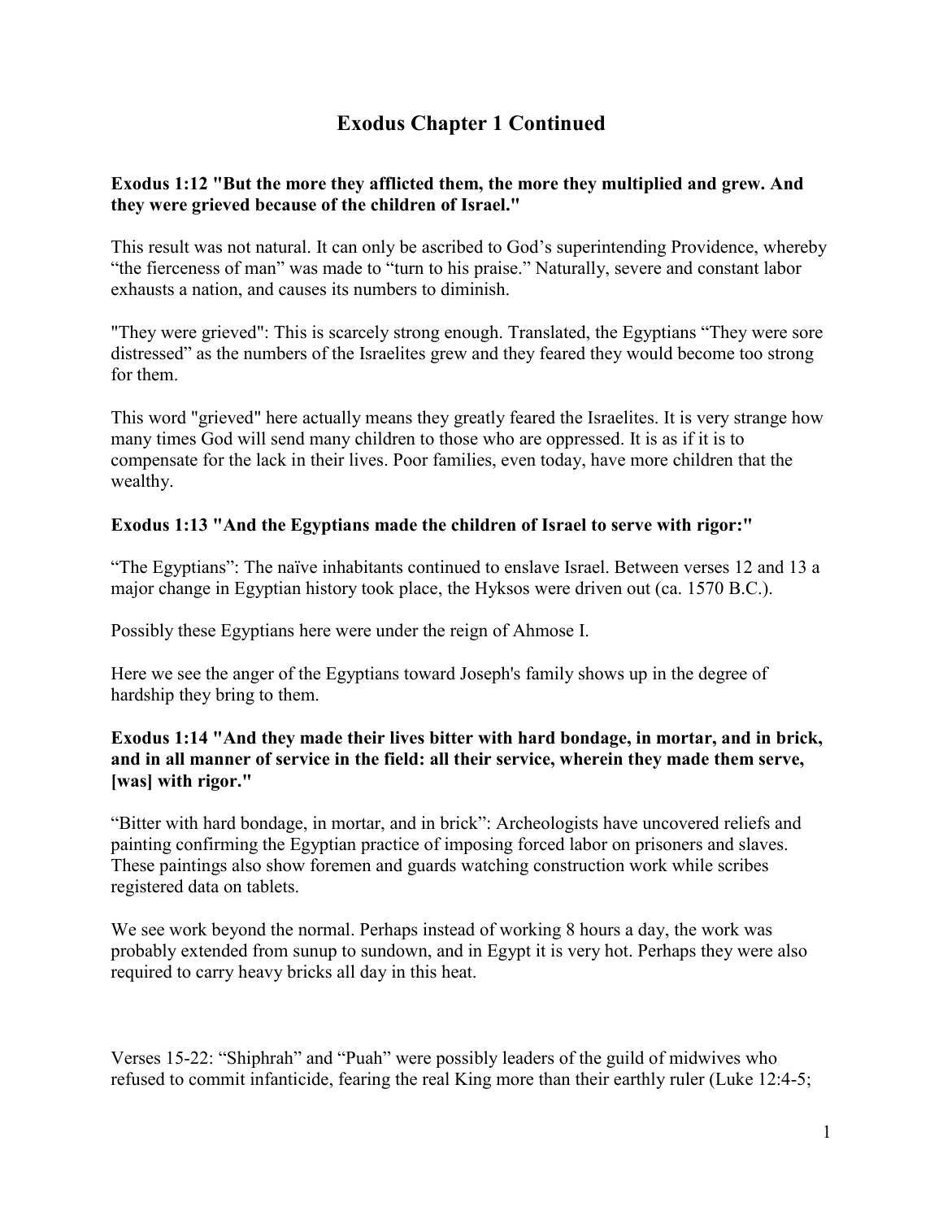# Exodus Chapter 1 Continued

**Exodus 1:12 "But the more they afflicted them, the more they multiplied and grew. And they were grieved because of the children of Israel."**

This result was not natural. It can only be ascribed to God's superintending Providence, whereby "the fierceness of man" was made to "turn to his praise." Naturally, severe and constant labor exhausts a nation, and causes its numbers to diminish.

"They were grieved": This is scarcely strong enough. Translated, the Egyptians "They were sore distressed" as the numbers of the Israelites grew and they feared they would become too strong for them.

This word "grieved" here actually means they greatly feared the Israelites. It is very strange how many times God will send many children to those who are oppressed. It is as if it is to compensate for the lack in their lives. Poor families, even today, have more children that the wealthy.

**Exodus 1:13 "And the Egyptians made the children of Israel to serve with rigor:"**

"The Egyptians": The naïve inhabitants continued to enslave Israel. Between verses 12 and 13 a major change in Egyptian history took place, the Hyksos were driven out (ca. 1570 B.C.).

Possibly these Egyptians here were under the reign of Ahmose I.

Here we see the anger of the Egyptians toward Joseph's family shows up in the degree of hardship they bring to them.

**Exodus 1:14 "And they made their lives bitter with hard bondage, in mortar, and in brick, and in all manner of service in the field: all their service, wherein they made them serve, [was] with rigor."**

"Bitter with hard bondage, in mortar, and in brick": Archeologists have uncovered reliefs and painting confirming the Egyptian practice of imposing forced labor on prisoners and slaves. These paintings also show foremen and guards watching construction work while scribes registered data on tablets.

We see work beyond the normal. Perhaps instead of working 8 hours a day, the work was probably extended from sunup to sundown, and in Egypt it is very hot. Perhaps they were also required to carry heavy bricks all day in this heat.

Verses 15-22: "Shiphrah" and "Puah" were possibly leaders of the guild of midwives who refused to commit infanticide, fearing the real King more than their earthly ruler (Luke 12:4-5;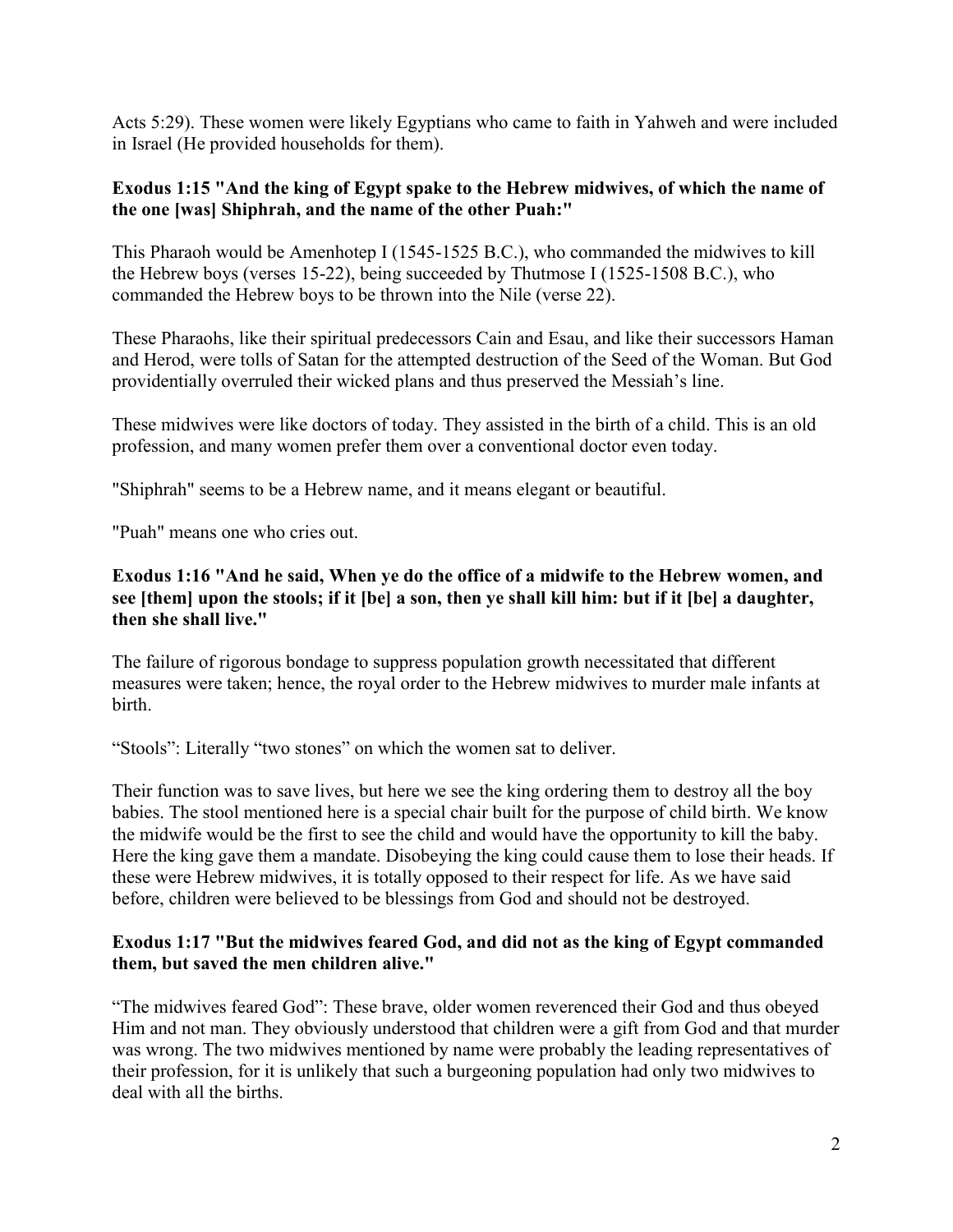Acts 5:29). These women were likely Egyptians who came to faith in Yahweh and were included in Israel (He provided households for them).

**Exodus 1:15 "And the king of Egypt spake to the Hebrew midwives, of which the name of the one [was] Shiphrah, and the name of the other Puah:"**

This Pharaoh would be Amenhotep I (1545-1525 B.C.), who commanded the midwives to kill the Hebrew boys (verses 15-22), being succeeded by Thutmose I (1525-1508 B.C.), who commanded the Hebrew boys to be thrown into the Nile (verse 22).

These Pharaohs, like their spiritual predecessors Cain and Esau, and like their successors Haman and Herod, were tolls of Satan for the attempted destruction of the Seed of the Woman. But God providentially overruled their wicked plans and thus preserved the Messiah's line.

These midwives were like doctors of today. They assisted in the birth of a child. This is an old profession, and many women prefer them over a conventional doctor even today.

"Shiphrah" seems to be a Hebrew name, and it means elegant or beautiful.

"Puah" means one who cries out.

**Exodus 1:16 "And he said, When ye do the office of a midwife to the Hebrew women, and see [them] upon the stools; if it [be] a son, then ye shall kill him: but if it [be] a daughter, then she shall live."**

The failure of rigorous bondage to suppress population growth necessitated that different measures were taken; hence, the royal order to the Hebrew midwives to murder male infants at birth.

"Stools": Literally "two stones" on which the women sat to deliver.

Their function was to save lives, but here we see the king ordering them to destroy all the boy babies. The stool mentioned here is a special chair built for the purpose of child birth. We know the midwife would be the first to see the child and would have the opportunity to kill the baby. Here the king gave them a mandate. Disobeying the king could cause them to lose their heads. If these were Hebrew midwives, it is totally opposed to their respect for life. As we have said before, children were believed to be blessings from God and should not be destroyed.

**Exodus 1:17 "But the midwives feared God, and did not as the king of Egypt commanded them, but saved the men children alive."**

"The midwives feared God": These brave, older women reverenced their God and thus obeyed Him and not man. They obviously understood that children were a gift from God and that murder was wrong. The two midwives mentioned by name were probably the leading representatives of their profession, for it is unlikely that such a burgeoning population had only two midwives to deal with all the births.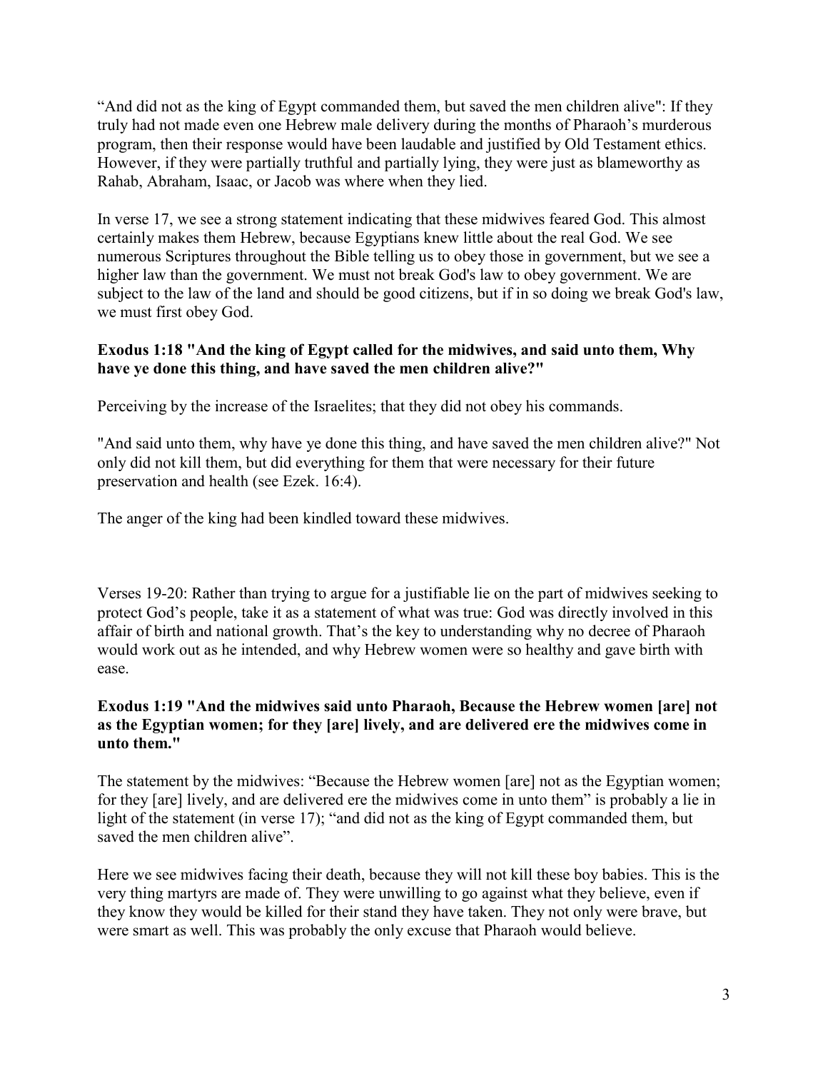“And did not as the king of Egypt commanded them, but saved the men children alive": If they truly had not made even one Hebrew male delivery during the months of Pharaoh’s murderous program, then their response would have been laudable and justified by Old Testament ethics. However, if they were partially truthful and partially lying, they were just as blameworthy as Rahab, Abraham, Isaac, or Jacob was where when they lied.

In verse 17, we see a strong statement indicating that these midwives feared God. This almost certainly makes them Hebrew, because Egyptians knew little about the real God. We see numerous Scriptures throughout the Bible telling us to obey those in government, but we see a higher law than the government. We must not break God's law to obey government. We are subject to the law of the land and should be good citizens, but if in so doing we break God's law, we must first obey God.

**Exodus 1:18 "And the king of Egypt called for the midwives, and said unto them, Why have ye done this thing, and have saved the men children alive?"**

Perceiving by the increase of the Israelites; that they did not obey his commands.

"And said unto them, why have ye done this thing, and have saved the men children alive?" Not only did not kill them, but did everything for them that were necessary for their future preservation and health (see Ezek. 16:4).

The anger of the king had been kindled toward these midwives.

Verses 19-20: Rather than trying to argue for a justifiable lie on the part of midwives seeking to protect God’s people, take it as a statement of what was true: God was directly involved in this affair of birth and national growth. That’s the key to understanding why no decree of Pharaoh would work out as he intended, and why Hebrew women were so healthy and gave birth with ease.

**Exodus 1:19 "And the midwives said unto Pharaoh, Because the Hebrew women [are] not as the Egyptian women; for they [are] lively, and are delivered ere the midwives come in unto them."**

The statement by the midwives: “Because the Hebrew women [are] not as the Egyptian women; for they [are] lively, and are delivered ere the midwives come in unto them” is probably a lie in light of the statement (in verse 17); “and did not as the king of Egypt commanded them, but saved the men children alive”.

Here we see midwives facing their death, because they will not kill these boy babies. This is the very thing martyrs are made of. They were unwilling to go against what they believe, even if they know they would be killed for their stand they have taken. They not only were brave, but were smart as well. This was probably the only excuse that Pharaoh would believe.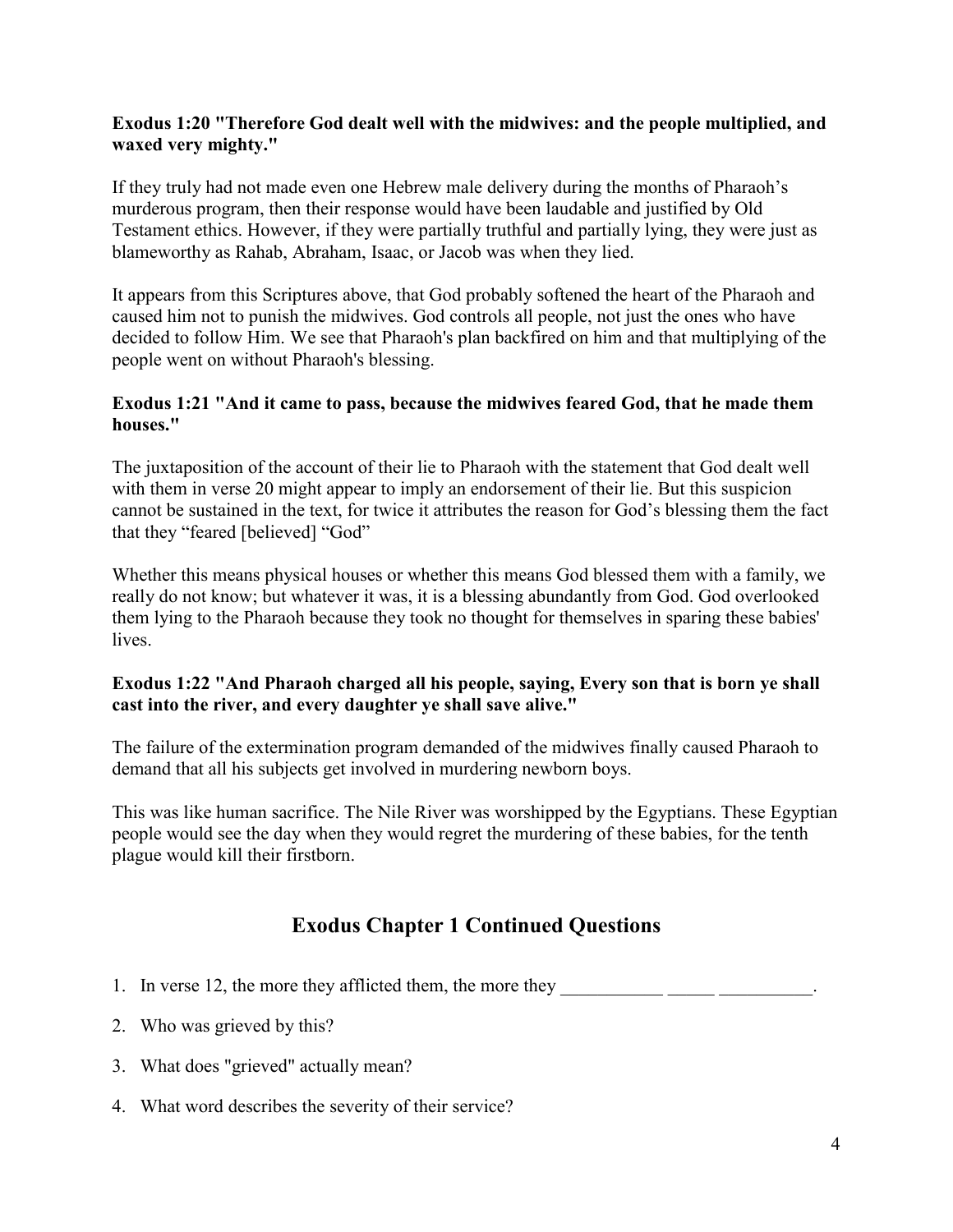**Exodus 1:20 "Therefore God dealt well with the midwives: and the people multiplied, and waxed very mighty."**

If they truly had not made even one Hebrew male delivery during the months of Pharaoh's murderous program, then their response would have been laudable and justified by Old Testament ethics. However, if they were partially truthful and partially lying, they were just as blameworthy as Rahab, Abraham, Isaac, or Jacob was when they lied.

It appears from this Scriptures above, that God probably softened the heart of the Pharaoh and caused him not to punish the midwives. God controls all people, not just the ones who have decided to follow Him. We see that Pharaoh's plan backfired on him and that multiplying of the people went on without Pharaoh's blessing.

**Exodus 1:21 "And it came to pass, because the midwives feared God, that he made them houses."**

The juxtaposition of the account of their lie to Pharaoh with the statement that God dealt well with them in verse 20 might appear to imply an endorsement of their lie. But this suspicion cannot be sustained in the text, for twice it attributes the reason for God's blessing them the fact that they "feared [believed] "God"

Whether this means physical houses or whether this means God blessed them with a family, we really do not know; but whatever it was, it is a blessing abundantly from God. God overlooked them lying to the Pharaoh because they took no thought for themselves in sparing these babies' lives.

**Exodus 1:22 "And Pharaoh charged all his people, saying, Every son that is born ye shall cast into the river, and every daughter ye shall save alive."**

The failure of the extermination program demanded of the midwives finally caused Pharaoh to demand that all his subjects get involved in murdering newborn boys.

This was like human sacrifice. The Nile River was worshipped by the Egyptians. These Egyptian people would see the day when they would regret the murdering of these babies, for the tenth plague would kill their firstborn.

## Exodus Chapter 1 Continued Questions

1. In verse 12, the more they afflicted them, the more they ___________ _____ __________.
2. Who was grieved by this?
3. What does "grieved" actually mean?
4. What word describes the severity of their service?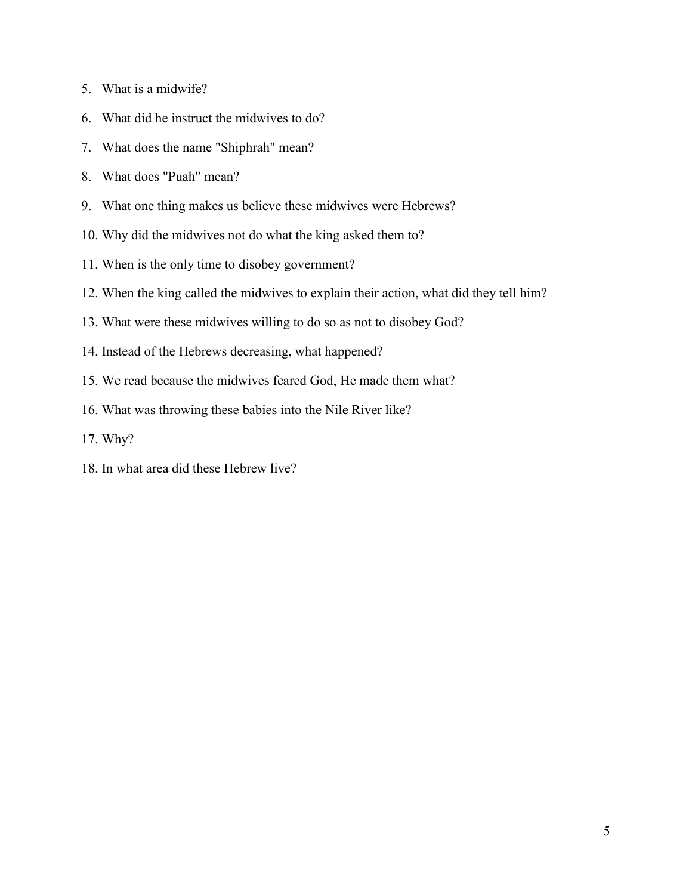5. What is a midwife?
6. What did he instruct the midwives to do?
7. What does the name "Shiphrah" mean?
8. What does "Puah" mean?
9. What one thing makes us believe these midwives were Hebrews?
10. Why did the midwives not do what the king asked them to?
11. When is the only time to disobey government?
12. When the king called the midwives to explain their action, what did they tell him?
13. What were these midwives willing to do so as not to disobey God?
14. Instead of the Hebrews decreasing, what happened?
15. We read because the midwives feared God, He made them what?
16. What was throwing these babies into the Nile River like?
17. Why?
18. In what area did these Hebrew live?